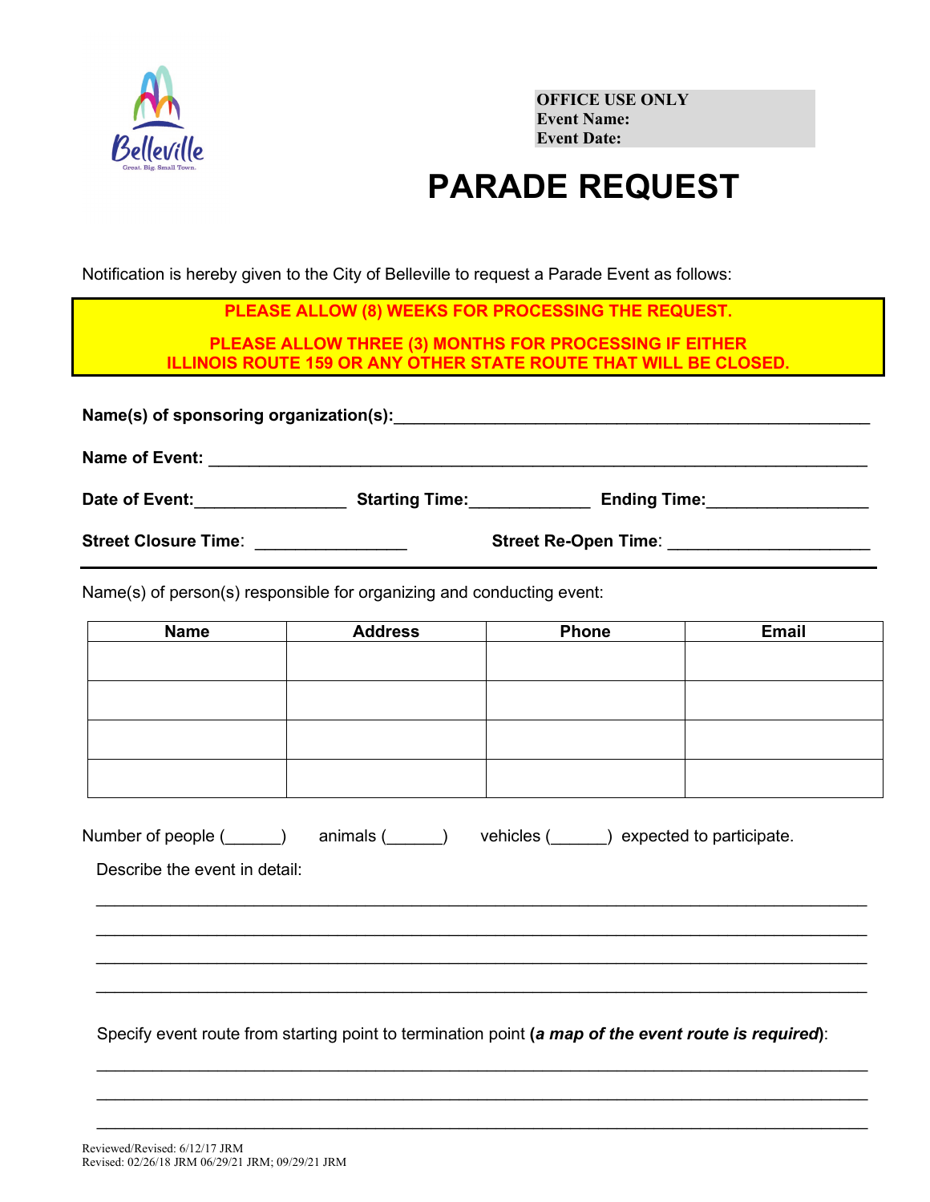Belleville
Great. Big. Small Town.

**OFFICE USE ONLY**
**Event Name:**
**Event Date:**

# PARADE REQUEST

Notification is hereby given to the City of Belleville to request a Parade Event as follows:

**PLEASE ALLOW (8) WEEKS FOR PROCESSING THE REQUEST.**

**PLEASE ALLOW THREE (3) MONTHS FOR PROCESSING IF EITHER ILLINOIS ROUTE 159 OR ANY OTHER STATE ROUTE THAT WILL BE CLOSED.**

**Name(s) of sponsoring organization(s):**_____________________________________________________

**Name of Event:** _________________________________________________________________________

**Date of Event:**________________ **Starting Time:**_____________ **Ending Time:**_________________

**Street Closure Time**: ________________ **Street Re-Open Time**: _____________________

Name(s) of person(s) responsible for organizing and conducting event:

| Name | Address | Phone | Email |
|---|---|---|---|
| | | | |
| | | | |
| | | | |
| | | | |

Number of people (______) animals (______) vehicles (______) expected to participate.

Describe the event in detail:

_____________________________________________________________________________

_____________________________________________________________________________

_____________________________________________________________________________

_____________________________________________________________________________

Specify event route from starting point to termination point (***a map of the event route is required***):

_____________________________________________________________________________

_____________________________________________________________________________

_____________________________________________________________________________

Reviewed/Revised: 6/12/17 JRM
Revised: 02/26/18 JRM 06/29/21 JRM; 09/29/21 JRM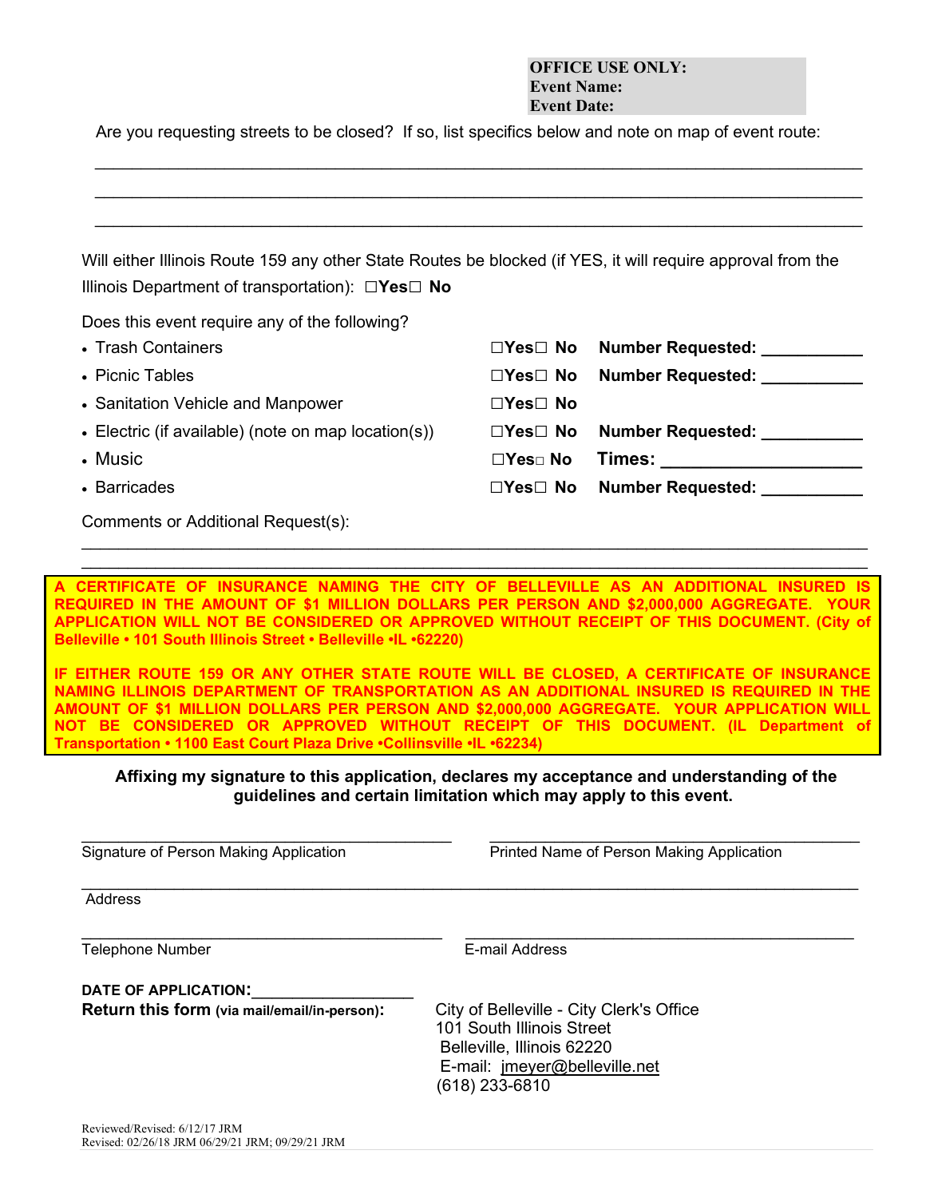**OFFICE USE ONLY:**
**Event Name:**
**Event Date:**

Are you requesting streets to be closed? If so, list specifics below and note on map of event route:

______________________________________________________________________________

______________________________________________________________________________

______________________________________________________________________________

Will either Illinois Route 159 any other State Routes be blocked (if YES, it will require approval from the Illinois Department of transportation): ☐**Yes**☐ **No**

Does this event require any of the following?

- Trash Containers ☐**Yes**☐ **No** **Number Requested: __________**
- Picnic Tables ☐**Yes**☐ **No** **Number Requested: __________**
- Sanitation Vehicle and Manpower ☐**Yes**☐ **No**
- Electric (if available) (note on map location(s)) ☐**Yes**☐ **No** **Number Requested: __________**
- Music ☐**Yes**☐ **No** **Times: ____________________**
- Barricades ☐**Yes**☐ **No** **Number Requested: __________**

Comments or Additional Request(s):

______________________________________________________________________________

______________________________________________________________________________

**A CERTIFICATE OF INSURANCE NAMING THE CITY OF BELLEVILLE AS AN ADDITIONAL INSURED IS REQUIRED IN THE AMOUNT OF $1 MILLION DOLLARS PER PERSON AND $2,000,000 AGGREGATE. YOUR APPLICATION WILL NOT BE CONSIDERED OR APPROVED WITHOUT RECEIPT OF THIS DOCUMENT. (City of Belleville • 101 South Illinois Street • Belleville •IL •62220)**

**IF EITHER ROUTE 159 OR ANY OTHER STATE ROUTE WILL BE CLOSED, A CERTIFICATE OF INSURANCE NAMING ILLINOIS DEPARTMENT OF TRANSPORTATION AS AN ADDITIONAL INSURED IS REQUIRED IN THE AMOUNT OF $1 MILLION DOLLARS PER PERSON AND $2,000,000 AGGREGATE. YOUR APPLICATION WILL NOT BE CONSIDERED OR APPROVED WITHOUT RECEIPT OF THIS DOCUMENT. (IL Department of Transportation • 1100 East Court Plaza Drive •Collinsville •IL •62234)**

**Affixing my signature to this application, declares my acceptance and understanding of the guidelines and certain limitation which may apply to this event.**

______________________________________ ______________________________________
Signature of Person Making Application Printed Name of Person Making Application

______________________________________________________________________________
Address

______________________________________ ______________________________________
Telephone Number E-mail Address

**DATE OF APPLICATION:__________________**

**Return this form (via mail/email/in-person):**

City of Belleville - City Clerk's Office
101 South Illinois Street
Belleville, Illinois 62220
E-mail: jmeyer@belleville.net
(618) 233-6810

Reviewed/Revised: 6/12/17 JRM
Revised: 02/26/18 JRM 06/29/21 JRM; 09/29/21 JRM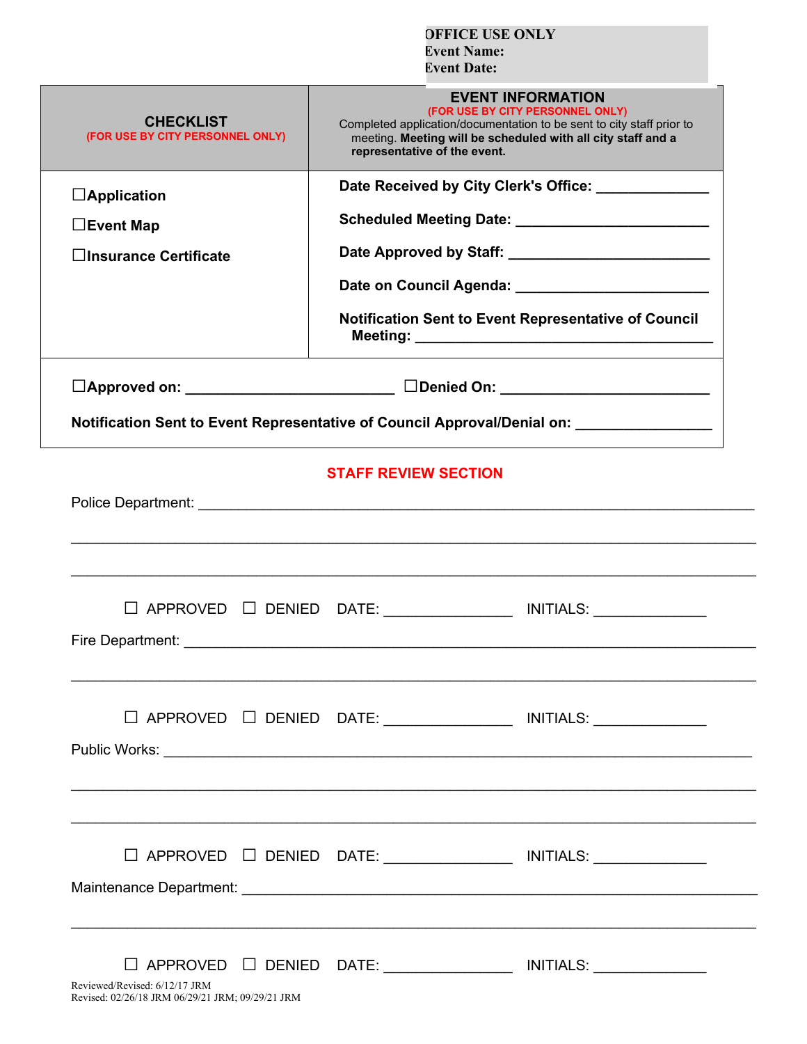**OFFICE USE ONLY**
**Event Name:**
**Event Date:**

| **CHECKLIST** (FOR USE BY CITY PERSONNEL ONLY) | **EVENT INFORMATION** (FOR USE BY CITY PERSONNEL ONLY) Completed application/documentation to be sent to city staff prior to meeting. **Meeting will be scheduled with all city staff and a representative of the event.** |
|---|---|
| ☐**Application**<br>☐**Event Map**<br>☐**Insurance Certificate** | **Date Received by City Clerk's Office:** _____________<br>**Scheduled Meeting Date:** _______________________<br>**Date Approved by Staff:** _______________________<br>**Date on Council Agenda:** _______________________<br>**Notification Sent to Event Representative of Council Meeting:** ____________________________________ |

☐**Approved on:** ________________________ ☐**Denied On:** ________________________

**Notification Sent to Event Representative of Council Approval/Denial on:** ________________

## STAFF REVIEW SECTION

Police Department: ____________________________________________________________________

______________________________________________________________________________________

______________________________________________________________________________________

☐ APPROVED ☐ DENIED DATE: _______________ INITIALS: _____________

Fire Department: ______________________________________________________________________

______________________________________________________________________________________

☐ APPROVED ☐ DENIED DATE: _______________ INITIALS: _____________

Public Works: _________________________________________________________________________

______________________________________________________________________________________

______________________________________________________________________________________

☐ APPROVED ☐ DENIED DATE: _______________ INITIALS: _____________

Maintenance Department: _______________________________________________________________

______________________________________________________________________________________

☐ APPROVED ☐ DENIED DATE: _______________ INITIALS: _____________

Reviewed/Revised: 6/12/17 JRM
Revised: 02/26/18 JRM 06/29/21 JRM; 09/29/21 JRM